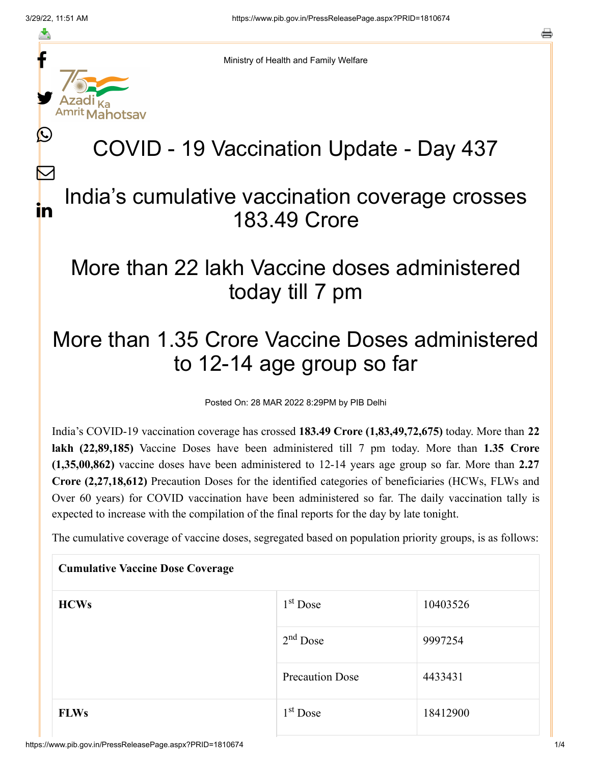Ministry of Health and Family Welfare

# COVID - 19 Vaccination Update - Day 437

## India's cumulative vaccination coverage crosses 183.49 Crore

## More than 22 lakh Vaccine doses administered today till 7 pm

## More than 1.35 Crore Vaccine Doses administered to 12-14 age group so far

Posted On: 28 MAR 2022 8:29PM by PIB Delhi

India's COVID-19 vaccination coverage has crossed **183.49 Crore (1,83,49,72,675)** today. More than **22 lakh (22,89,185)** Vaccine Doses have been administered till 7 pm today. More than **1.35 Crore (1,35,00,862)** vaccine doses have been administered to 12-14 years age group so far. More than **2.27 Crore (2,27,18,612)** Precaution Doses for the identified categories of beneficiaries (HCWs, FLWs and Over 60 years) for COVID vaccination have been administered so far. The daily vaccination tally is expected to increase with the compilation of the final reports for the day by late tonight.

The cumulative coverage of vaccine doses, segregated based on population priority groups, is as follows:

| **Cumulative Vaccine Dose Coverage** | | |
|---|---|---|
| **HCWs** | 1st Dose | 10403526 |
| | 2nd Dose | 9997254 |
| | Precaution Dose | 4433431 |
| **FLWs** | 1st Dose | 18412900 |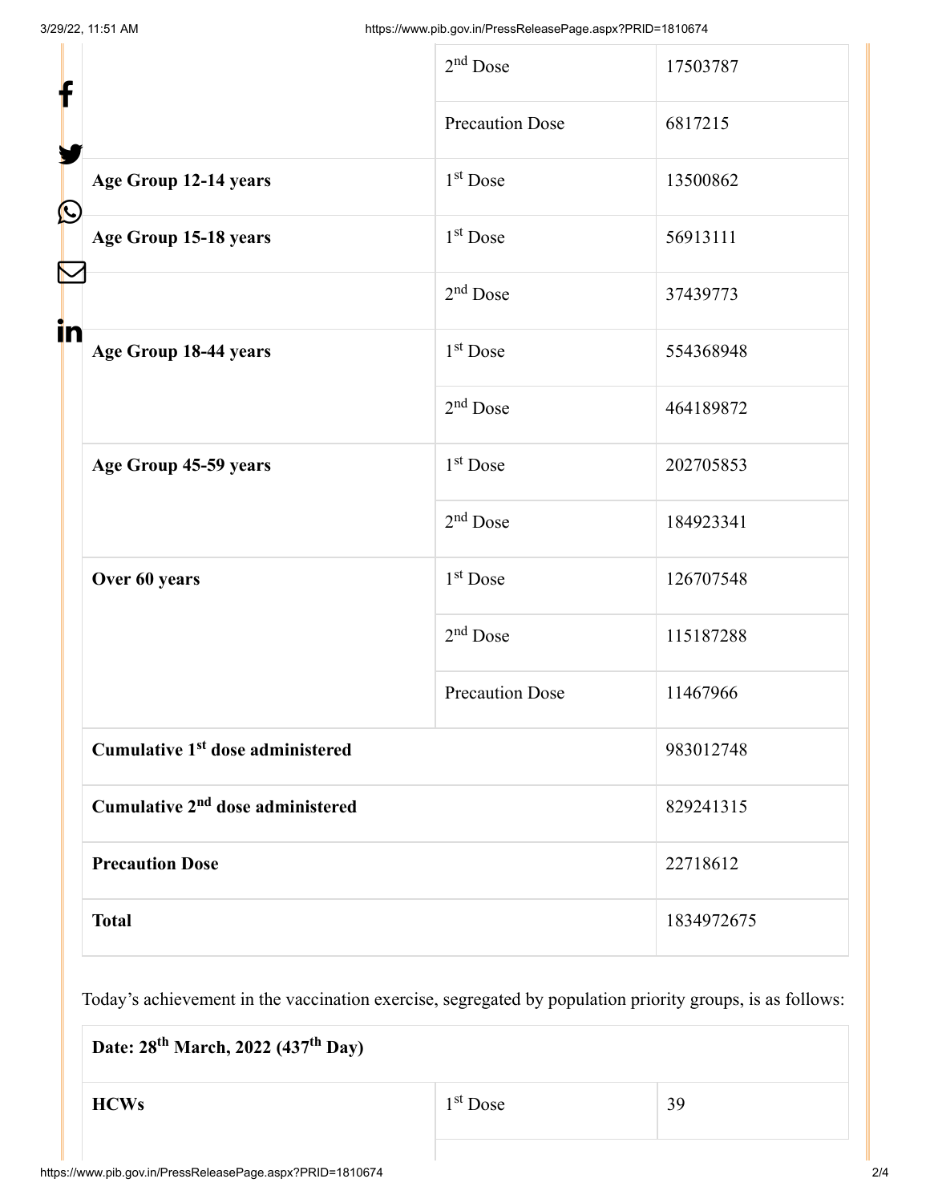| | | |
|---|---|---|
| | 2nd Dose | 17503787 |
| | Precaution Dose | 6817215 |
| **Age Group 12-14 years** | 1st Dose | 13500862 |
| **Age Group 15-18 years** | 1st Dose | 56913111 |
| | 2nd Dose | 37439773 |
| **Age Group 18-44 years** | 1st Dose | 554368948 |
| | 2nd Dose | 464189872 |
| **Age Group 45-59 years** | 1st Dose | 202705853 |
| | 2nd Dose | 184923341 |
| **Over 60 years** | 1st Dose | 126707548 |
| | 2nd Dose | 115187288 |
| | Precaution Dose | 11467966 |
| **Cumulative 1st dose administered** | | 983012748 |
| **Cumulative 2nd dose administered** | | 829241315 |
| **Precaution Dose** | | 22718612 |
| **Total** | | 1834972675 |

Today's achievement in the vaccination exercise, segregated by population priority groups, is as follows:

| **Date: 28th March, 2022 (437th Day)** | | |
|---|---|---|
| **HCWs** | 1st Dose | 39 |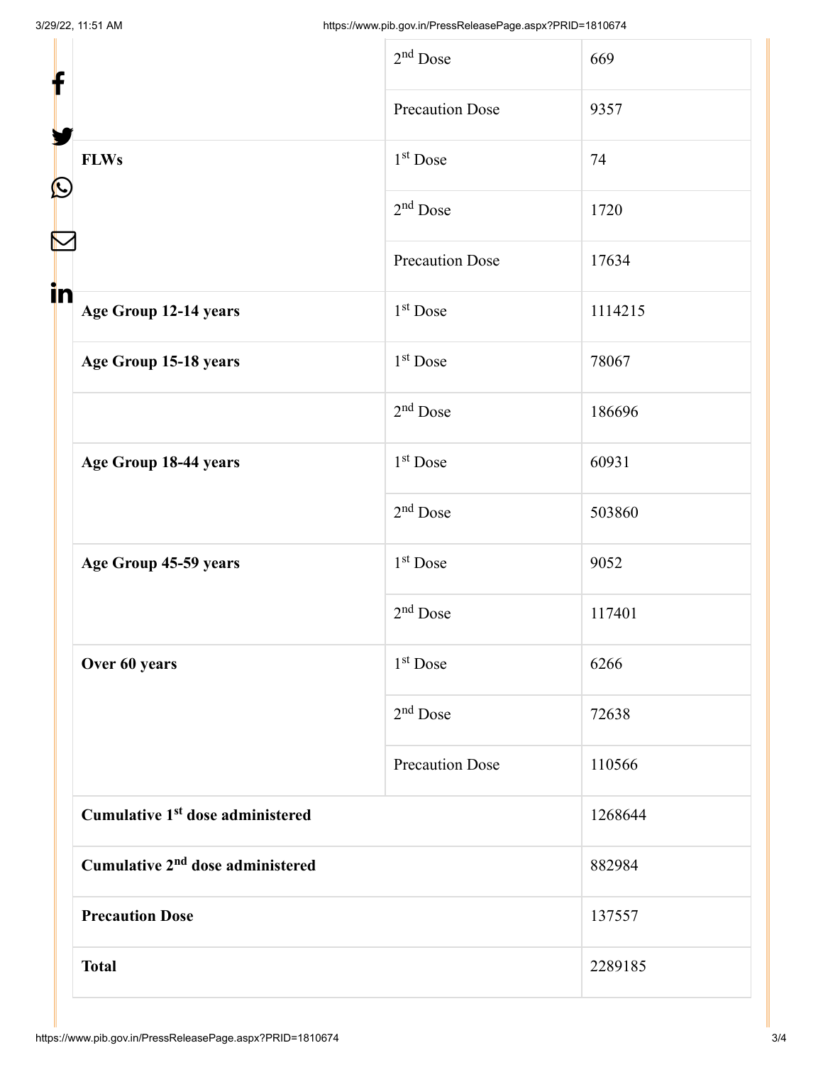| | | |
|---|---|---|
| | 2nd Dose | 669 |
| | Precaution Dose | 9357 |
| **FLWs** | 1st Dose | 74 |
| | 2nd Dose | 1720 |
| | Precaution Dose | 17634 |
| **Age Group 12-14 years** | 1st Dose | 1114215 |
| **Age Group 15-18 years** | 1st Dose | 78067 |
| | 2nd Dose | 186696 |
| **Age Group 18-44 years** | 1st Dose | 60931 |
| | 2nd Dose | 503860 |
| **Age Group 45-59 years** | 1st Dose | 9052 |
| | 2nd Dose | 117401 |
| **Over 60 years** | 1st Dose | 6266 |
| | 2nd Dose | 72638 |
| | Precaution Dose | 110566 |
| **Cumulative 1st dose administered** | | 1268644 |
| **Cumulative 2nd dose administered** | | 882984 |
| **Precaution Dose** | | 137557 |
| **Total** | | 2289185 |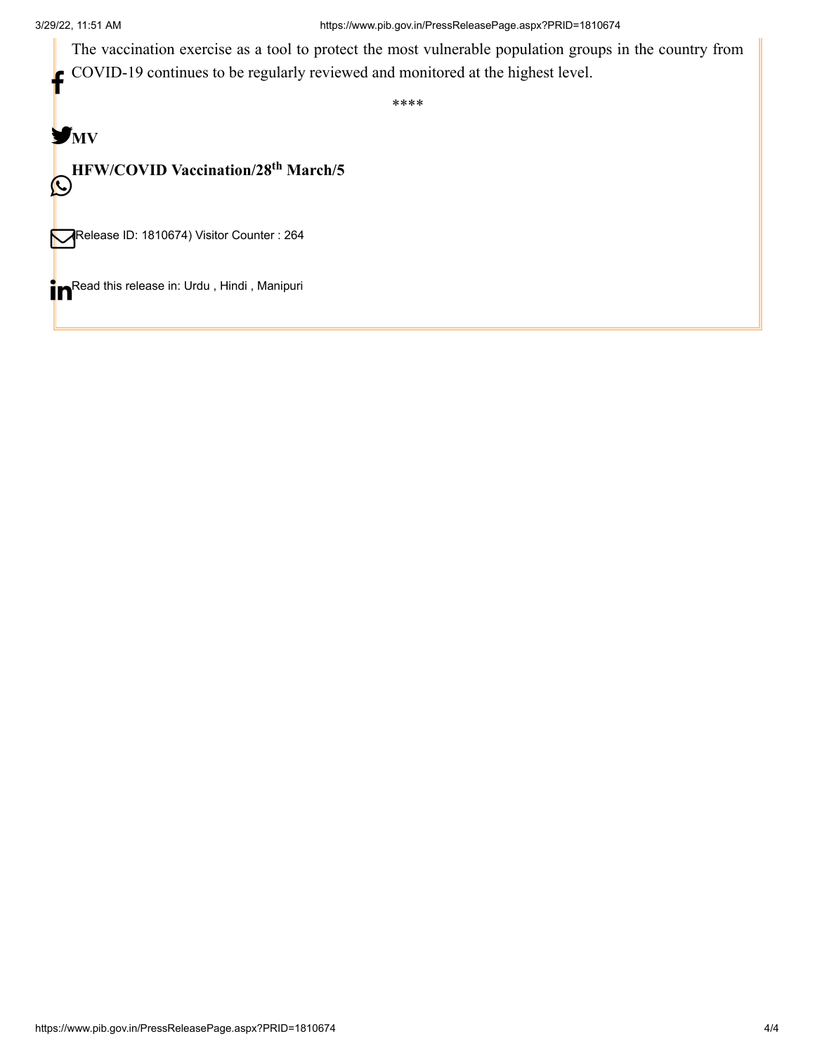The vaccination exercise as a tool to protect the most vulnerable population groups in the country from COVID-19 continues to be regularly reviewed and monitored at the highest level.

****

**MV**

**HFW/COVID Vaccination/28th March/5**

(Release ID: 1810674) Visitor Counter : 264

Read this release in: Urdu , Hindi , Manipuri